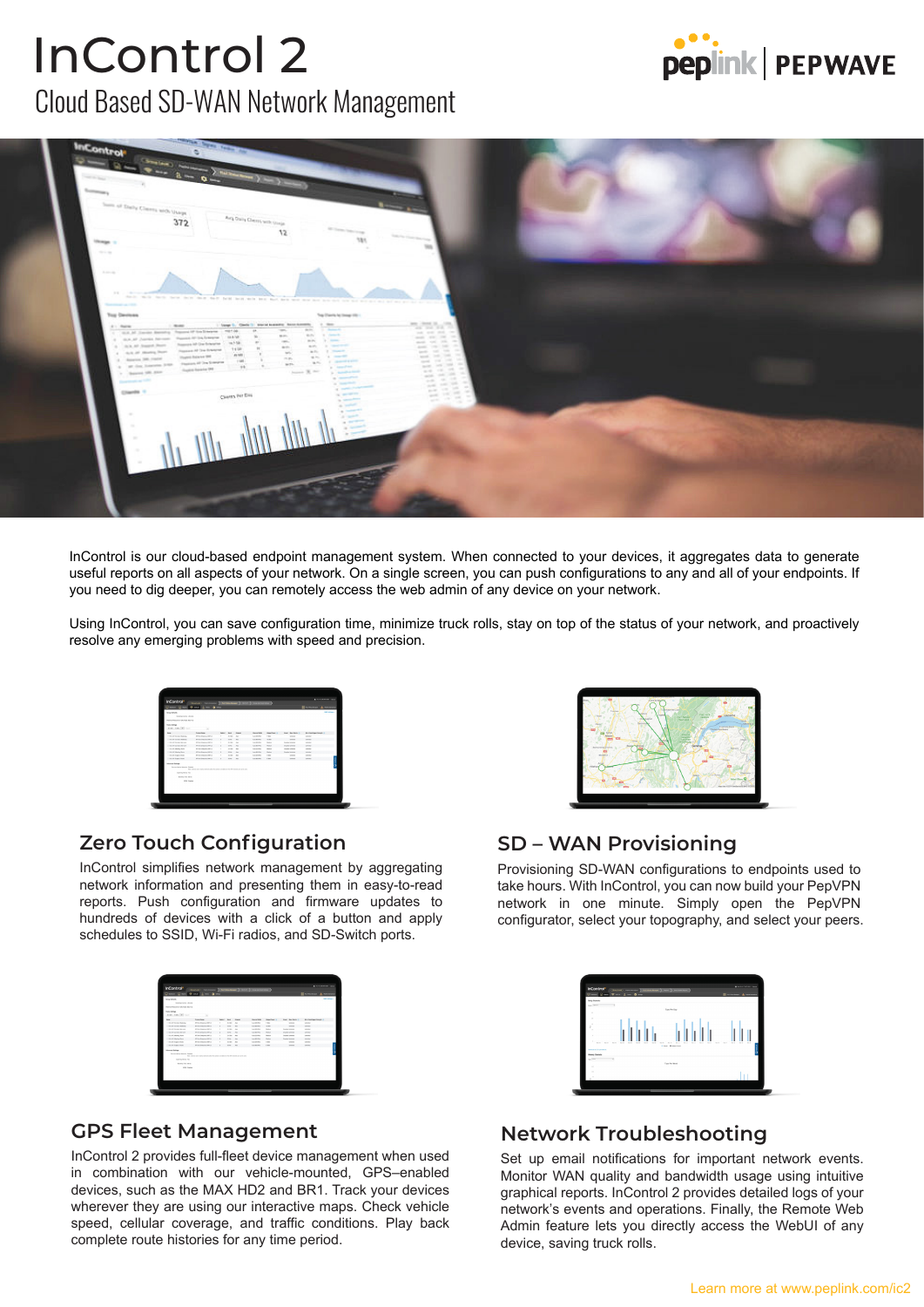# InControl 2

## Cloud Based SD-WAN Network Management

InControl is our cloud-based endpoint management system. When connected to your devices, it aggregates data to generate useful reports on all aspects of your network. On a single screen, you can push configurations to any and all of your endpoints. If you need to dig deeper, you can remotely access the web admin of any device on your network.

Using InControl, you can save configuration time, minimize truck rolls, stay on top of the status of your network, and proactively resolve any emerging problems with speed and precision.

### Zero Touch Configuration

InControl simplifies network management by aggregating network information and presenting them in easy-to-read reports. Push configuration and firmware updates to hundreds of devices with a click of a button and apply schedules to SSID, Wi-Fi radios, and SD-Switch ports.

### SD – WAN Provisioning

Provisioning SD-WAN configurations to endpoints used to take hours. With InControl, you can now build your PepVPN network in one minute. Simply open the PepVPN configurator, select your topography, and select your peers.

### GPS Fleet Management

InControl 2 provides full-fleet device management when used in combination with our vehicle-mounted, GPS–enabled devices, such as the MAX HD2 and BR1. Track your devices wherever they are using our interactive maps. Check vehicle speed, cellular coverage, and traffic conditions. Play back complete route histories for any time period.

### Network Troubleshooting

Set up email notifications for important network events. Monitor WAN quality and bandwidth usage using intuitive graphical reports. InControl 2 provides detailed logs of your network's events and operations. Finally, the Remote Web Admin feature lets you directly access the WebUI of any device, saving truck rolls.

Learn more at www.peplink.com/ic2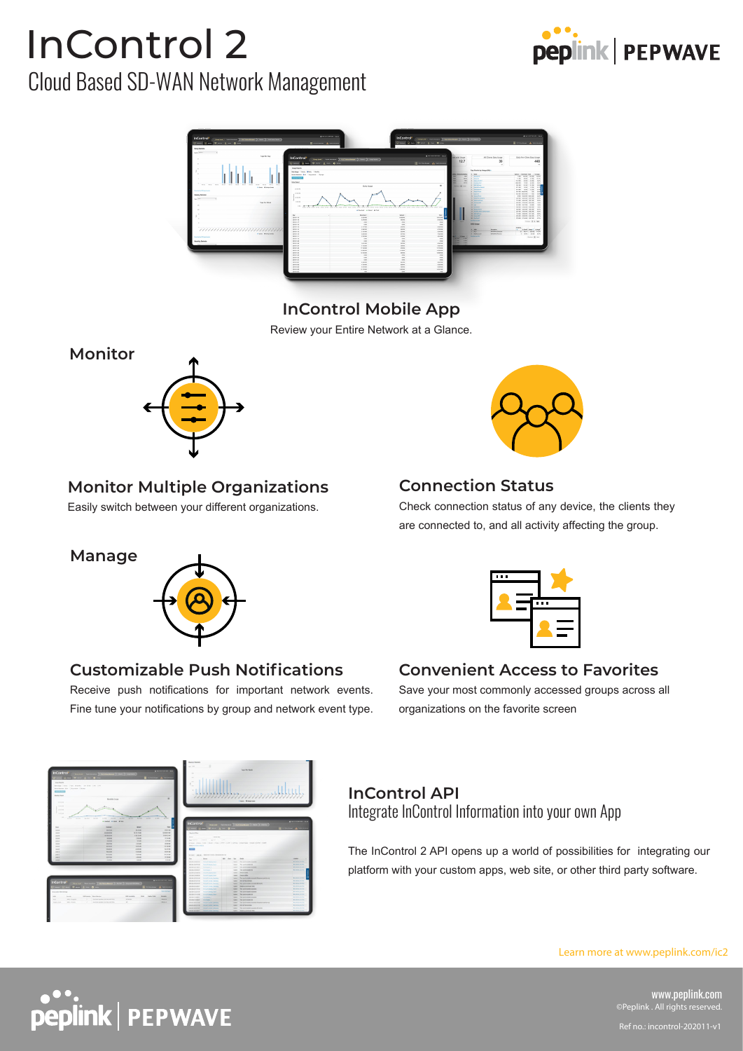# InControl 2

## Cloud Based SD-WAN Network Management

### InControl Mobile App

Review your Entire Network at a Glance.

### Monitor

#### Monitor Multiple Organizations

Easily switch between your different organizations.

#### Connection Status

Check connection status of any device, the clients they are connected to, and all activity affecting the group.

### Manage

#### Customizable Push Notifications

Receive push notifications for important network events. Fine tune your notifications by group and network event type.

#### Convenient Access to Favorites

Save your most commonly accessed groups across all organizations on the favorite screen

### InControl API

Integrate InControl Information into your own App

The InControl 2 API opens up a world of possibilities for integrating our platform with your custom apps, web site, or other third party software.

Learn more at www.peplink.com/ic2

www.peplink.com
©Peplink . All rights reserved.

Ref no.: incontrol-202011-v1